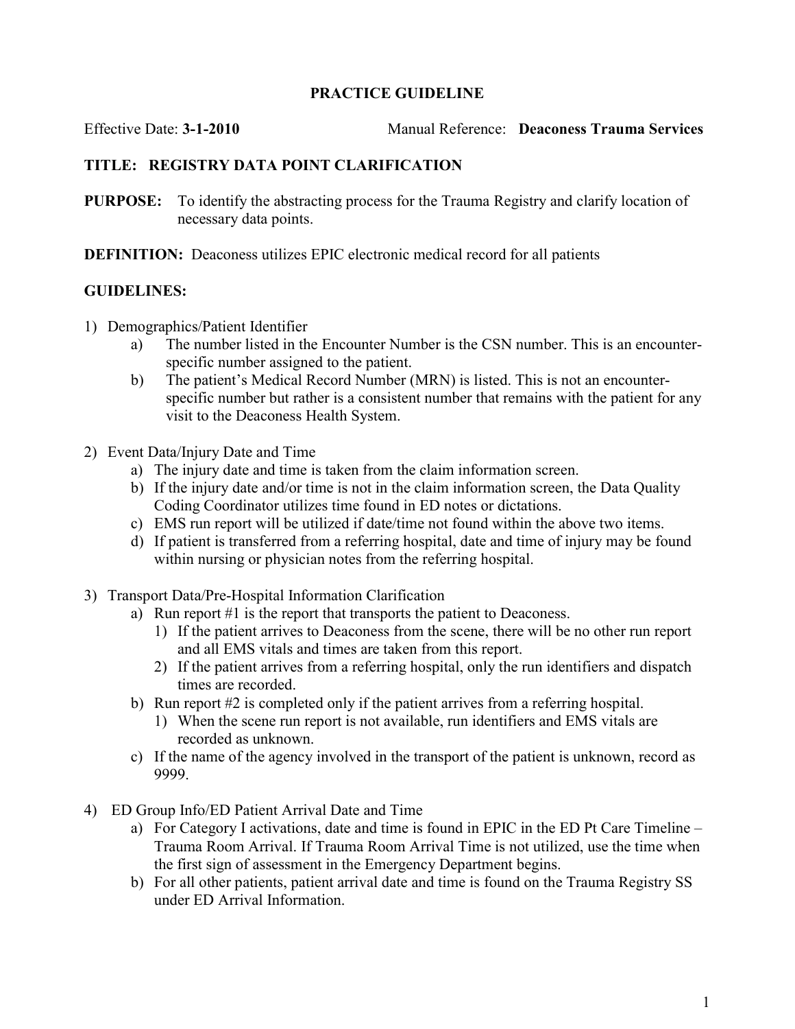# PRACTICE GUIDELINE

Effective Date: **3-1-2010** Manual Reference: **Deaconess Trauma Services**

## TITLE: REGISTRY DATA POINT CLARIFICATION

**PURPOSE:** To identify the abstracting process for the Trauma Registry and clarify location of necessary data points.

**DEFINITION:** Deaconess utilizes EPIC electronic medical record for all patients

## GUIDELINES:

1) Demographics/Patient Identifier
   a) The number listed in the Encounter Number is the CSN number. This is an encounter-specific number assigned to the patient.
   b) The patient's Medical Record Number (MRN) is listed. This is not an encounter-specific number but rather is a consistent number that remains with the patient for any visit to the Deaconess Health System.

2) Event Data/Injury Date and Time
   a) The injury date and time is taken from the claim information screen.
   b) If the injury date and/or time is not in the claim information screen, the Data Quality Coding Coordinator utilizes time found in ED notes or dictations.
   c) EMS run report will be utilized if date/time not found within the above two items.
   d) If patient is transferred from a referring hospital, date and time of injury may be found within nursing or physician notes from the referring hospital.

3) Transport Data/Pre-Hospital Information Clarification
   a) Run report #1 is the report that transports the patient to Deaconess.
      1) If the patient arrives to Deaconess from the scene, there will be no other run report and all EMS vitals and times are taken from this report.
      2) If the patient arrives from a referring hospital, only the run identifiers and dispatch times are recorded.
   b) Run report #2 is completed only if the patient arrives from a referring hospital.
      1) When the scene run report is not available, run identifiers and EMS vitals are recorded as unknown.
   c) If the name of the agency involved in the transport of the patient is unknown, record as 9999.

4) ED Group Info/ED Patient Arrival Date and Time
   a) For Category I activations, date and time is found in EPIC in the ED Pt Care Timeline – Trauma Room Arrival. If Trauma Room Arrival Time is not utilized, use the time when the first sign of assessment in the Emergency Department begins.
   b) For all other patients, patient arrival date and time is found on the Trauma Registry SS under ED Arrival Information.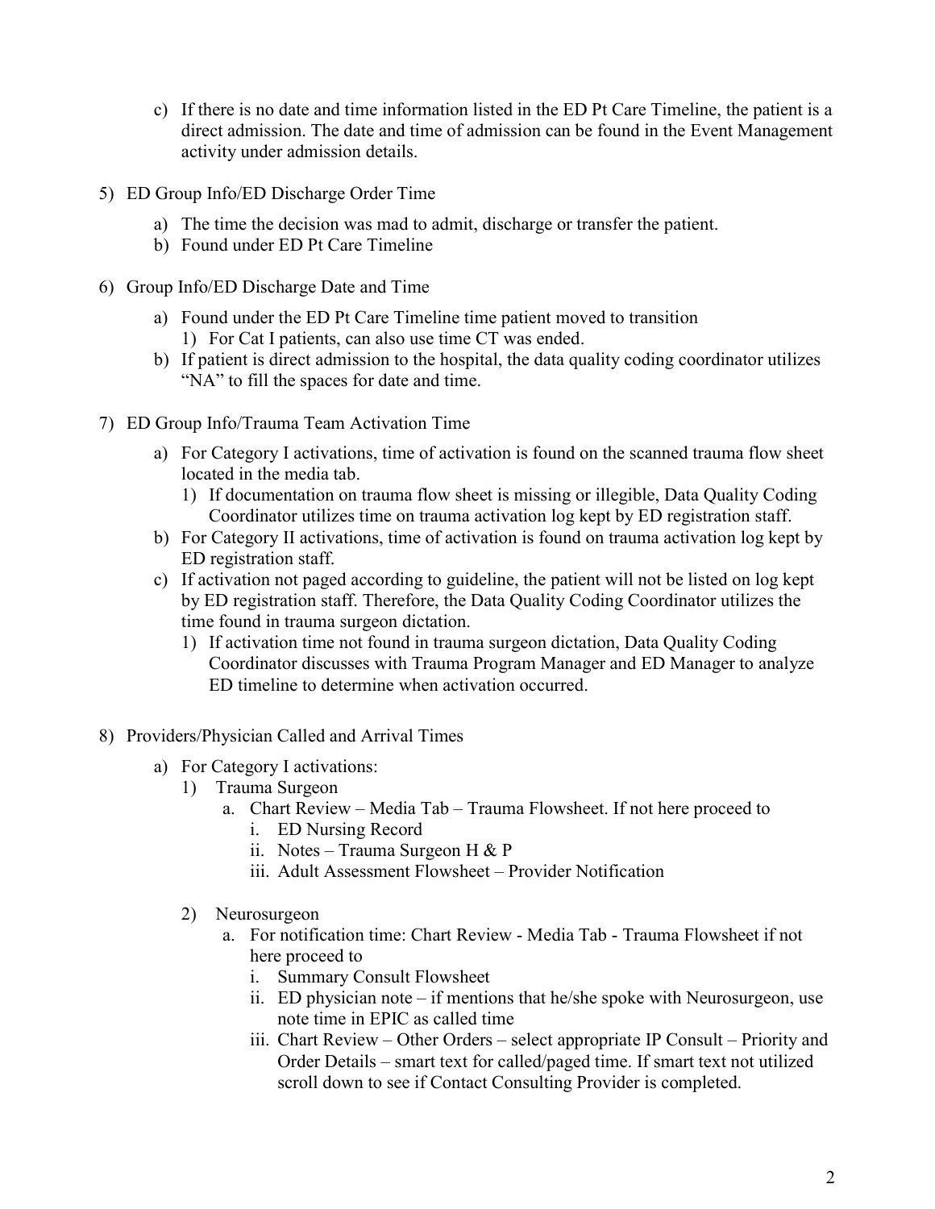c) If there is no date and time information listed in the ED Pt Care Timeline, the patient is a direct admission. The date and time of admission can be found in the Event Management activity under admission details.

5) ED Group Info/ED Discharge Order Time
   a) The time the decision was mad to admit, discharge or transfer the patient.
   b) Found under ED Pt Care Timeline

6) Group Info/ED Discharge Date and Time
   a) Found under the ED Pt Care Timeline time patient moved to transition
      1) For Cat I patients, can also use time CT was ended.
   b) If patient is direct admission to the hospital, the data quality coding coordinator utilizes "NA" to fill the spaces for date and time.

7) ED Group Info/Trauma Team Activation Time
   a) For Category I activations, time of activation is found on the scanned trauma flow sheet located in the media tab.
      1) If documentation on trauma flow sheet is missing or illegible, Data Quality Coding Coordinator utilizes time on trauma activation log kept by ED registration staff.
   b) For Category II activations, time of activation is found on trauma activation log kept by ED registration staff.
   c) If activation not paged according to guideline, the patient will not be listed on log kept by ED registration staff. Therefore, the Data Quality Coding Coordinator utilizes the time found in trauma surgeon dictation.
      1) If activation time not found in trauma surgeon dictation, Data Quality Coding Coordinator discusses with Trauma Program Manager and ED Manager to analyze ED timeline to determine when activation occurred.

8) Providers/Physician Called and Arrival Times
   a) For Category I activations:
      1) Trauma Surgeon
         a. Chart Review – Media Tab – Trauma Flowsheet. If not here proceed to
            i. ED Nursing Record
            ii. Notes – Trauma Surgeon H & P
            iii. Adult Assessment Flowsheet – Provider Notification

      2) Neurosurgeon
         a. For notification time: Chart Review - Media Tab - Trauma Flowsheet if not here proceed to
            i. Summary Consult Flowsheet
            ii. ED physician note – if mentions that he/she spoke with Neurosurgeon, use note time in EPIC as called time
            iii. Chart Review – Other Orders – select appropriate IP Consult – Priority and Order Details – smart text for called/paged time. If smart text not utilized scroll down to see if Contact Consulting Provider is completed.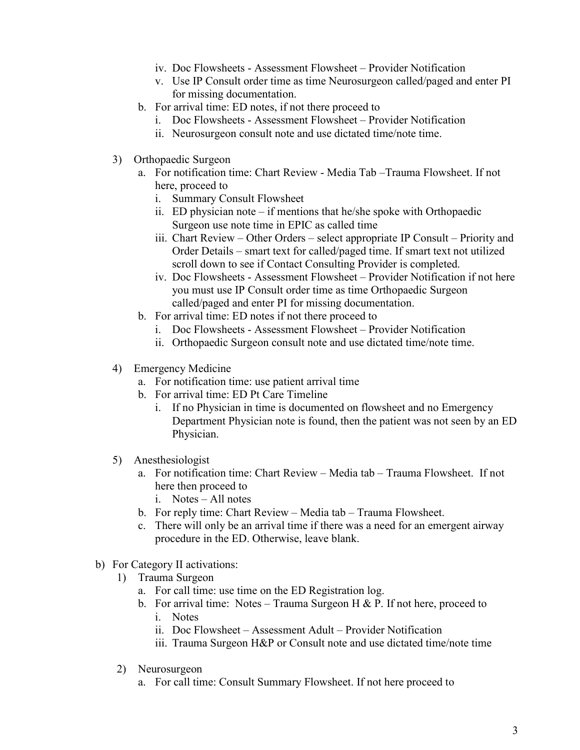- iv. Doc Flowsheets - Assessment Flowsheet – Provider Notification
   - v. Use IP Consult order time as time Neurosurgeon called/paged and enter PI for missing documentation.
  - b. For arrival time: ED notes, if not there proceed to
    - i. Doc Flowsheets - Assessment Flowsheet – Provider Notification
    - ii. Neurosurgeon consult note and use dictated time/note time.

3) Orthopaedic Surgeon
   - a. For notification time: Chart Review - Media Tab –Trauma Flowsheet. If not here, proceed to
     - i. Summary Consult Flowsheet
     - ii. ED physician note – if mentions that he/she spoke with Orthopaedic Surgeon use note time in EPIC as called time
     - iii. Chart Review – Other Orders – select appropriate IP Consult – Priority and Order Details – smart text for called/paged time. If smart text not utilized scroll down to see if Contact Consulting Provider is completed.
     - iv. Doc Flowsheets - Assessment Flowsheet – Provider Notification if not here you must use IP Consult order time as time Orthopaedic Surgeon called/paged and enter PI for missing documentation.
   - b. For arrival time: ED notes if not there proceed to
     - i. Doc Flowsheets - Assessment Flowsheet – Provider Notification
     - ii. Orthopaedic Surgeon consult note and use dictated time/note time.

4) Emergency Medicine
   - a. For notification time: use patient arrival time
   - b. For arrival time: ED Pt Care Timeline
     - i. If no Physician in time is documented on flowsheet and no Emergency Department Physician note is found, then the patient was not seen by an ED Physician.

5) Anesthesiologist
   - a. For notification time: Chart Review – Media tab – Trauma Flowsheet. If not here then proceed to
     - i. Notes – All notes
   - b. For reply time: Chart Review – Media tab – Trauma Flowsheet.
   - c. There will only be an arrival time if there was a need for an emergent airway procedure in the ED. Otherwise, leave blank.

b) For Category II activations:
   1) Trauma Surgeon
      - a. For call time: use time on the ED Registration log.
      - b. For arrival time: Notes – Trauma Surgeon H & P. If not here, proceed to
        - i. Notes
        - ii. Doc Flowsheet – Assessment Adult – Provider Notification
        - iii. Trauma Surgeon H&P or Consult note and use dictated time/note time

   2) Neurosurgeon
      - a. For call time: Consult Summary Flowsheet. If not here proceed to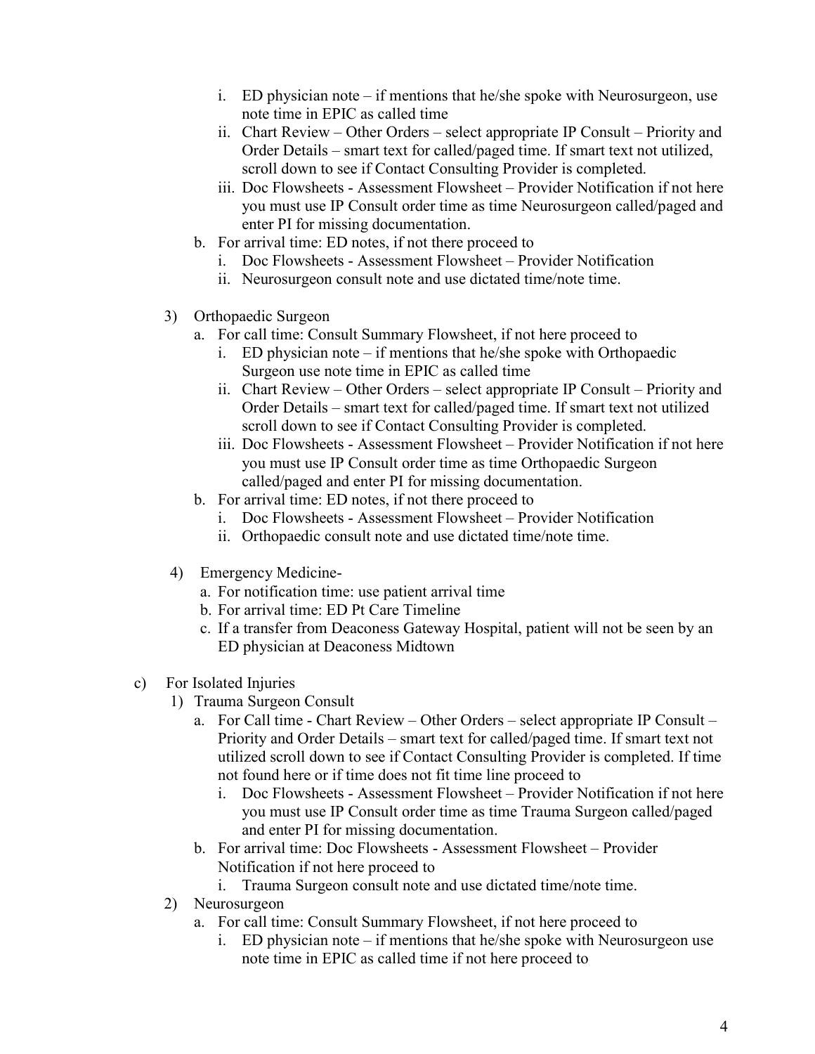i. ED physician note – if mentions that he/she spoke with Neurosurgeon, use note time in EPIC as called time
      ii. Chart Review – Other Orders – select appropriate IP Consult – Priority and Order Details – smart text for called/paged time. If smart text not utilized, scroll down to see if Contact Consulting Provider is completed.
      iii. Doc Flowsheets - Assessment Flowsheet – Provider Notification if not here you must use IP Consult order time as time Neurosurgeon called/paged and enter PI for missing documentation.
   b. For arrival time: ED notes, if not there proceed to
      i. Doc Flowsheets - Assessment Flowsheet – Provider Notification
      ii. Neurosurgeon consult note and use dictated time/note time.

3) Orthopaedic Surgeon
   a. For call time: Consult Summary Flowsheet, if not here proceed to
      i. ED physician note – if mentions that he/she spoke with Orthopaedic Surgeon use note time in EPIC as called time
      ii. Chart Review – Other Orders – select appropriate IP Consult – Priority and Order Details – smart text for called/paged time. If smart text not utilized scroll down to see if Contact Consulting Provider is completed.
      iii. Doc Flowsheets - Assessment Flowsheet – Provider Notification if not here you must use IP Consult order time as time Orthopaedic Surgeon called/paged and enter PI for missing documentation.
   b. For arrival time: ED notes, if not there proceed to
      i. Doc Flowsheets - Assessment Flowsheet – Provider Notification
      ii. Orthopaedic consult note and use dictated time/note time.

4) Emergency Medicine-
   a. For notification time: use patient arrival time
   b. For arrival time: ED Pt Care Timeline
   c. If a transfer from Deaconess Gateway Hospital, patient will not be seen by an ED physician at Deaconess Midtown

c) For Isolated Injuries
   1) Trauma Surgeon Consult
      a. For Call time - Chart Review – Other Orders – select appropriate IP Consult – Priority and Order Details – smart text for called/paged time. If smart text not utilized scroll down to see if Contact Consulting Provider is completed. If time not found here or if time does not fit time line proceed to
         i. Doc Flowsheets - Assessment Flowsheet – Provider Notification if not here you must use IP Consult order time as time Trauma Surgeon called/paged and enter PI for missing documentation.
      b. For arrival time: Doc Flowsheets - Assessment Flowsheet – Provider Notification if not here proceed to
         i. Trauma Surgeon consult note and use dictated time/note time.
   2) Neurosurgeon
      a. For call time: Consult Summary Flowsheet, if not here proceed to
         i. ED physician note – if mentions that he/she spoke with Neurosurgeon use note time in EPIC as called time if not here proceed to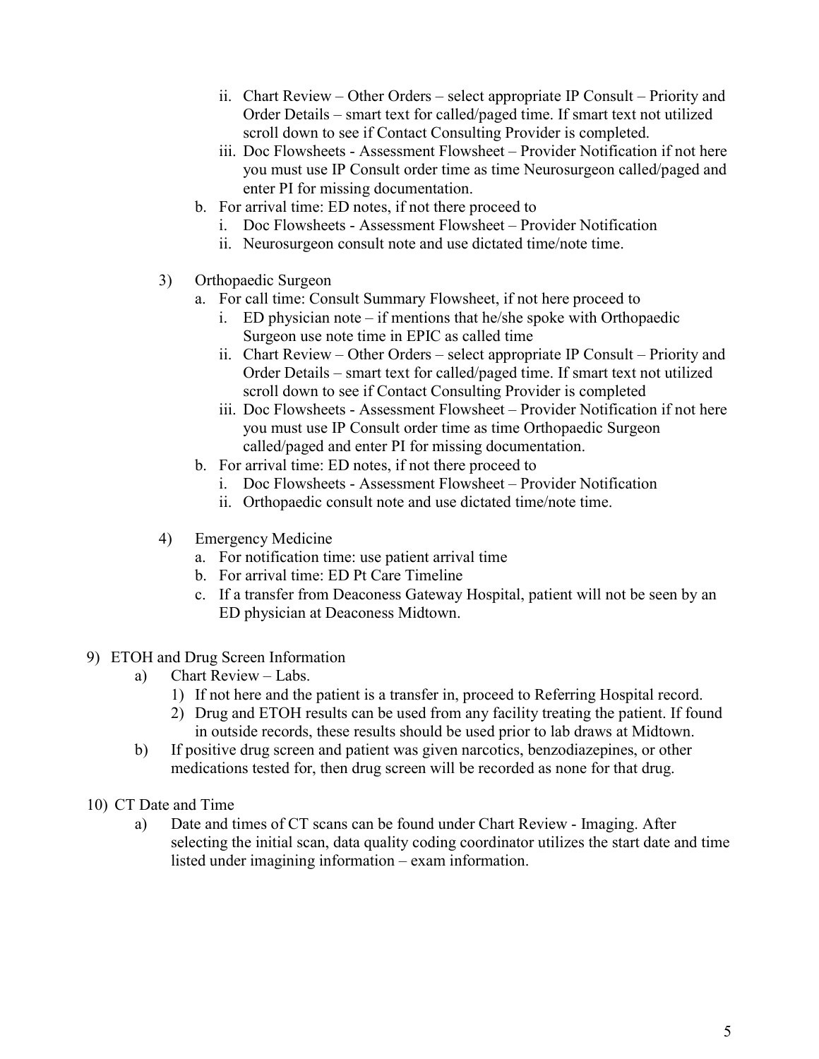- ii. Chart Review – Other Orders – select appropriate IP Consult – Priority and Order Details – smart text for called/paged time. If smart text not utilized scroll down to see if Contact Consulting Provider is completed.
   - iii. Doc Flowsheets - Assessment Flowsheet – Provider Notification if not here you must use IP Consult order time as time Neurosurgeon called/paged and enter PI for missing documentation.
  - b. For arrival time: ED notes, if not there proceed to
    - i. Doc Flowsheets - Assessment Flowsheet – Provider Notification
    - ii. Neurosurgeon consult note and use dictated time/note time.

- 3) Orthopaedic Surgeon
  - a. For call time: Consult Summary Flowsheet, if not here proceed to
    - i. ED physician note – if mentions that he/she spoke with Orthopaedic Surgeon use note time in EPIC as called time
    - ii. Chart Review – Other Orders – select appropriate IP Consult – Priority and Order Details – smart text for called/paged time. If smart text not utilized scroll down to see if Contact Consulting Provider is completed
    - iii. Doc Flowsheets - Assessment Flowsheet – Provider Notification if not here you must use IP Consult order time as time Orthopaedic Surgeon called/paged and enter PI for missing documentation.
  - b. For arrival time: ED notes, if not there proceed to
    - i. Doc Flowsheets - Assessment Flowsheet – Provider Notification
    - ii. Orthopaedic consult note and use dictated time/note time.

- 4) Emergency Medicine
  - a. For notification time: use patient arrival time
  - b. For arrival time: ED Pt Care Timeline
  - c. If a transfer from Deaconess Gateway Hospital, patient will not be seen by an ED physician at Deaconess Midtown.

9) ETOH and Drug Screen Information
- a) Chart Review – Labs.
  - 1) If not here and the patient is a transfer in, proceed to Referring Hospital record.
  - 2) Drug and ETOH results can be used from any facility treating the patient. If found in outside records, these results should be used prior to lab draws at Midtown.
- b) If positive drug screen and patient was given narcotics, benzodiazepines, or other medications tested for, then drug screen will be recorded as none for that drug.

10) CT Date and Time
- a) Date and times of CT scans can be found under Chart Review - Imaging. After selecting the initial scan, data quality coding coordinator utilizes the start date and time listed under imagining information – exam information.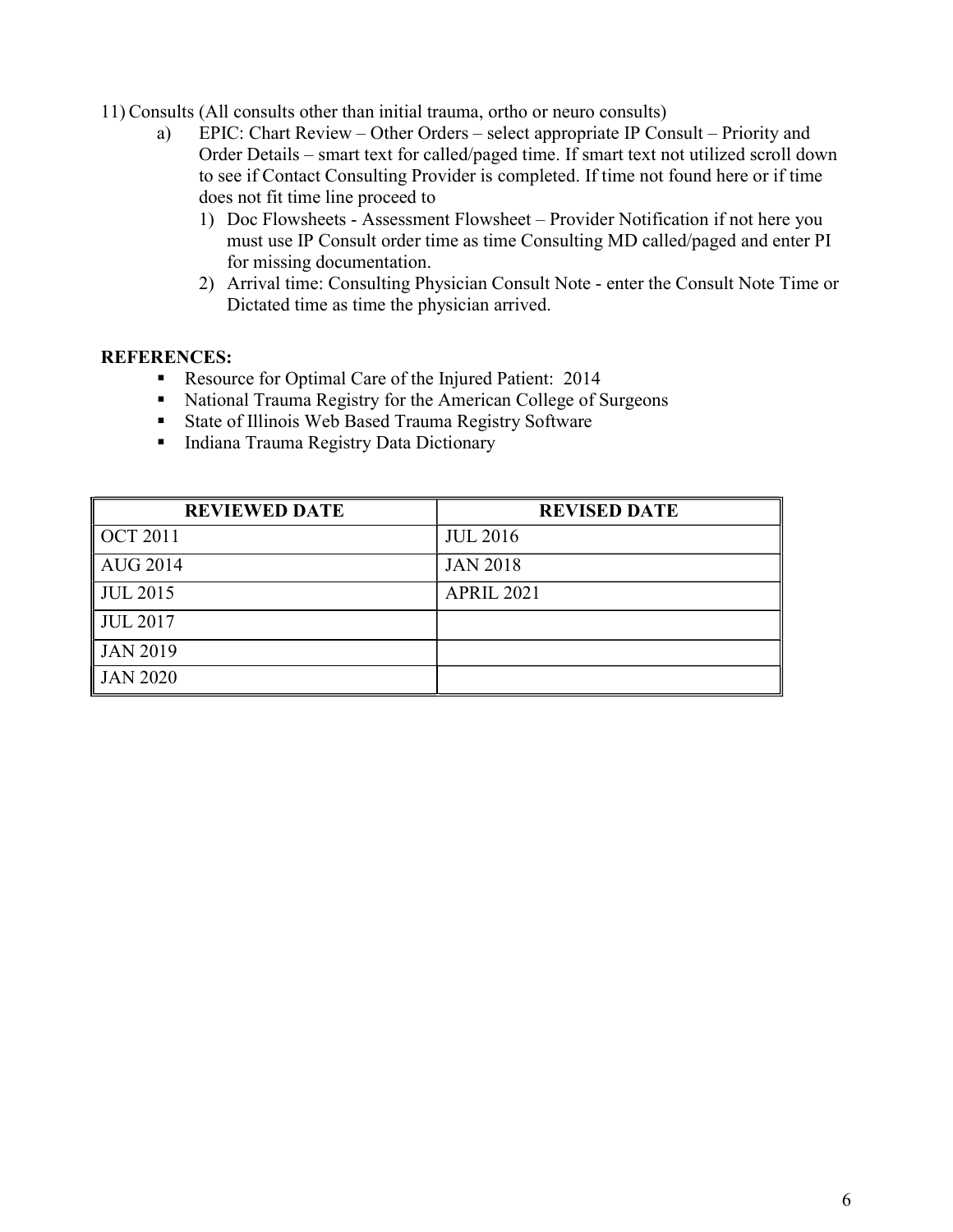11) Consults (All consults other than initial trauma, ortho or neuro consults)

   a) EPIC: Chart Review – Other Orders – select appropriate IP Consult – Priority and Order Details – smart text for called/paged time. If smart text not utilized scroll down to see if Contact Consulting Provider is completed. If time not found here or if time does not fit time line proceed to

      1) Doc Flowsheets - Assessment Flowsheet – Provider Notification if not here you must use IP Consult order time as time Consulting MD called/paged and enter PI for missing documentation.
      2) Arrival time: Consulting Physician Consult Note - enter the Consult Note Time or Dictated time as time the physician arrived.

**REFERENCES:**

- Resource for Optimal Care of the Injured Patient: 2014
- National Trauma Registry for the American College of Surgeons
- State of Illinois Web Based Trauma Registry Software
- Indiana Trauma Registry Data Dictionary

| REVIEWED DATE | REVISED DATE |
|---|---|
| OCT 2011 | JUL 2016 |
| AUG 2014 | JAN 2018 |
| JUL 2015 | APRIL 2021 |
| JUL 2017 | |
| JAN 2019 | |
| JAN 2020 | |